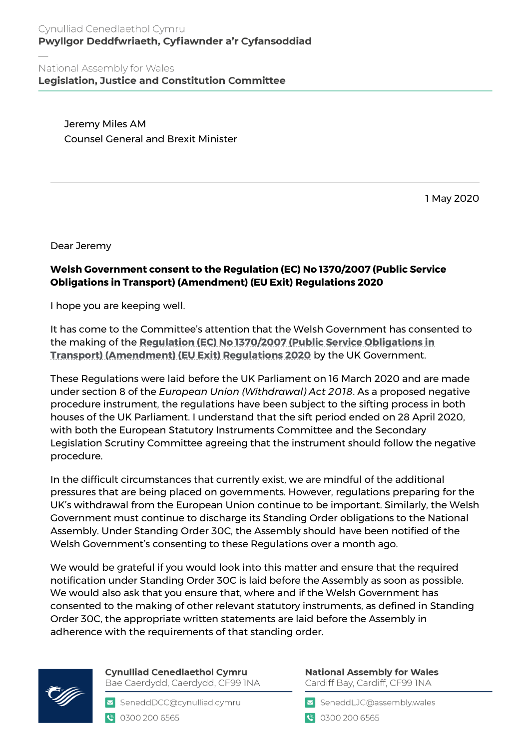Cynulliad Cenedlaethol Cymru
**Pwyllgor Deddfwriaeth, Cyfiawnder a'r Cyfansoddiad**

—

National Assembly for Wales
**Legislation, Justice and Constitution Committee**

Jeremy Miles AM
Counsel General and Brexit Minister

1 May 2020

Dear Jeremy

**Welsh Government consent to the Regulation (EC) No 1370/2007 (Public Service Obligations in Transport) (Amendment) (EU Exit) Regulations 2020**

I hope you are keeping well.

It has come to the Committee's attention that the Welsh Government has consented to the making of the **Regulation (EC) No 1370/2007 (Public Service Obligations in Transport) (Amendment) (EU Exit) Regulations 2020** by the UK Government.

These Regulations were laid before the UK Parliament on 16 March 2020 and are made under section 8 of the *European Union (Withdrawal) Act 2018*. As a proposed negative procedure instrument, the regulations have been subject to the sifting process in both houses of the UK Parliament. I understand that the sift period ended on 28 April 2020, with both the European Statutory Instruments Committee and the Secondary Legislation Scrutiny Committee agreeing that the instrument should follow the negative procedure.

In the difficult circumstances that currently exist, we are mindful of the additional pressures that are being placed on governments. However, regulations preparing for the UK's withdrawal from the European Union continue to be important. Similarly, the Welsh Government must continue to discharge its Standing Order obligations to the National Assembly. Under Standing Order 30C, the Assembly should have been notified of the Welsh Government's consenting to these Regulations over a month ago.

We would be grateful if you would look into this matter and ensure that the required notification under Standing Order 30C is laid before the Assembly as soon as possible. We would also ask that you ensure that, where and if the Welsh Government has consented to the making of other relevant statutory instruments, as defined in Standing Order 30C, the appropriate written statements are laid before the Assembly in adherence with the requirements of that standing order.

**Cynulliad Cenedlaethol Cymru**
Bae Caerdydd, Caerdydd, CF99 1NA
SeneddDCC@cynulliad.cymru
0300 200 6565

**National Assembly for Wales**
Cardiff Bay, Cardiff, CF99 1NA
SeneddLJC@assembly.wales
0300 200 6565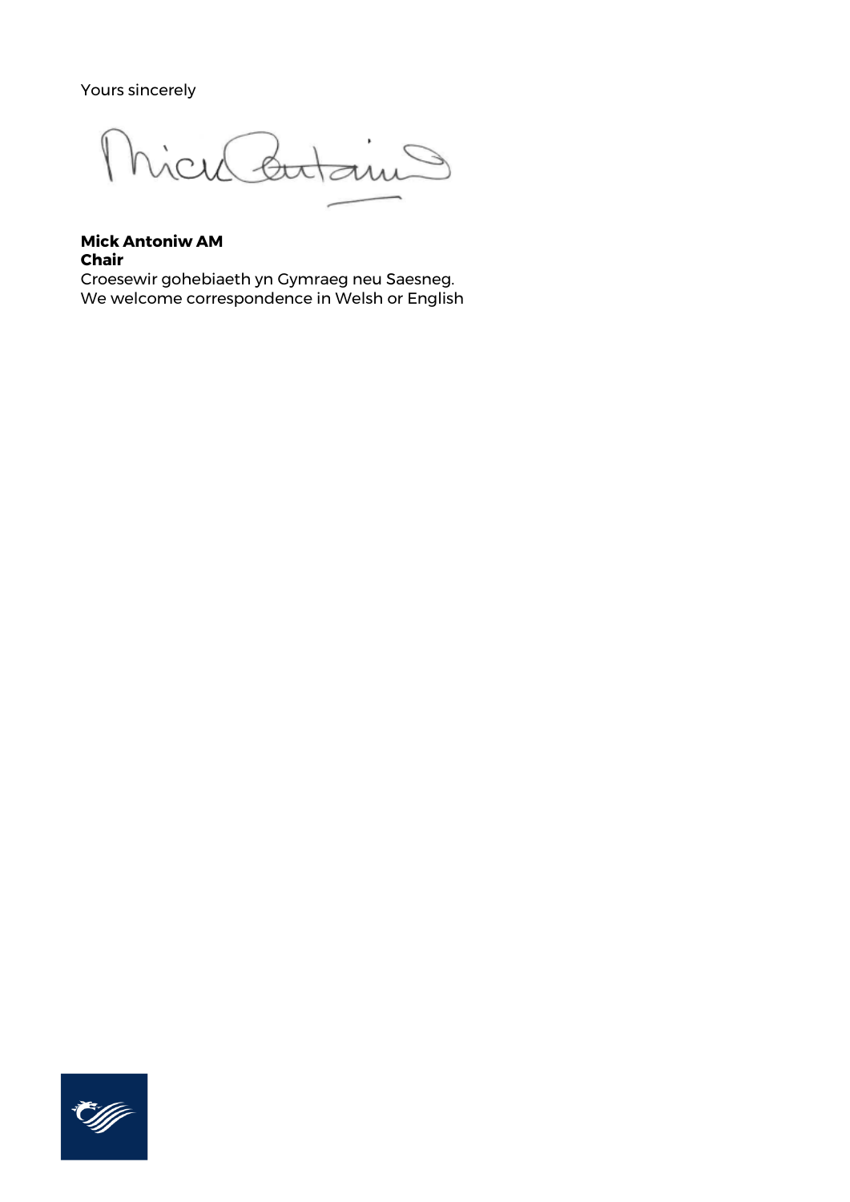Yours sincerely

**Mick Antoniw AM**
**Chair**
Croesewir gohebiaeth yn Gymraeg neu Saesneg.
We welcome correspondence in Welsh or English